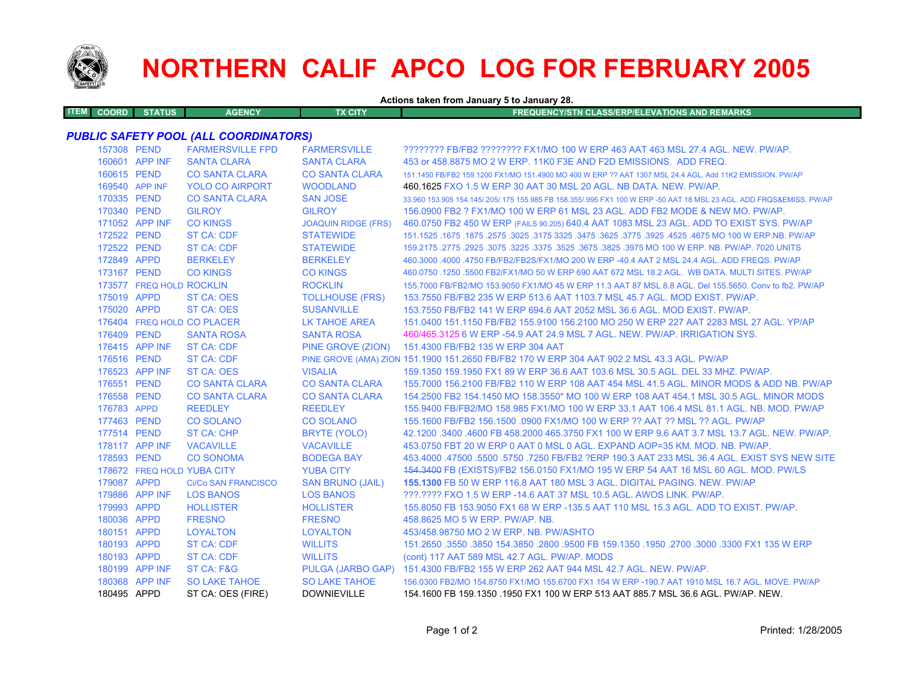# NORTHERN CALIF APCO LOG FOR FEBRUARY 2005

**Actions taken from January 5 to January 28.**

| ITEM | COORD | STATUS | AGENCY | TX CITY | FREQUENCY/STN CLASS/ERP/ELEVATIONS AND REMARKS |
|---|---|---|---|---|---|

## *PUBLIC SAFETY POOL (ALL COORDINATORS)*

| ITEM | COORD | STATUS | AGENCY | TX CITY | FREQUENCY/STN CLASS/ERP/ELEVATIONS AND REMARKS |
|---|---|---|---|---|---|
| | 157308 | PEND | FARMERSVILLE FPD | FARMERSVILLE | ???????? FB/FB2 ???????? FX1/MO 100 W ERP 463 AAT 463 MSL 27.4 AGL. NEW. PW/AP. |
| | 160601 | APP INF | SANTA CLARA | SANTA CLARA | 453 or 458.8875 MO 2 W ERP. 11K0 F3E AND F2D EMISSIONS. ADD FREQ. |
| | 160615 | PEND | CO SANTA CLARA | CO SANTA CLARA | 151.1450 FB/FB2 159.1200 FX1/MO 151.4900 MO 400 W ERP ?? AAT 1307 MSL 24.4 AGL. Add 11K2 EMISSION. PW/AP |
| | 169540 | APP INF | YOLO CO AIRPORT | WOODLAND | 460.1625 FXO 1.5 W ERP 30 AAT 30 MSL 20 AGL. NB DATA. NEW. PW/AP. |
| | 170335 | PEND | CO SANTA CLARA | SAN JOSE | 33.960 153.905 154.145/.205/.175 155.985 FB 158.355/.995 FX1 100 W ERP -50 AAT 18 MSL 23 AGL. ADD FRQS&EMISS. PW/AP |
| | 170340 | PEND | GILROY | GILROY | 156.0900 FB2 ? FX1/MO 100 W ERP 61 MSL 23 AGL. ADD FB2 MODE & NEW MO. PW/AP. |
| | 171052 | APP INF | CO KINGS | JOAQUIN RIDGE (FRS) | 460.0750 FB2 450 W ERP (FAILS 90.205) 640.4 AAT 1083 MSL 23 AGL. ADD TO EXIST SYS. PW/AP |
| | 172522 | PEND | ST CA: CDF | STATEWIDE | 151.1525 .1675 .1875 .2575 .3025 .3175 3325 .3475 .3625 .3775 .3925 .4525 .4675 MO 100 W ERP.NB. PW/AP |
| | 172522 | PEND | ST CA: CDF | STATEWIDE | 159.2175 .2775 .2925 .3075 .3225 .3375 .3525 .3675 .3825 .3975 MO 100 W ERP. NB. PW/AP. 7020 UNITS |
| | 172849 | APPD | BERKELEY | BERKELEY | 460.3000 .4000 .4750 FB/FB2/FB2S/FX1/MO 200 W ERP -40.4 AAT 2 MSL 24.4 AGL. ADD FREQS. PW/AP |
| | 173167 | PEND | CO KINGS | CO KINGS | 460.0750 .1250 .5500 FB2/FX1/MO 50 W ERP 690 AAT 672 MSL 18.2 AGL. WB DATA. MULTI SITES. PW/AP |
| | 173577 | FREQ HOLD | ROCKLIN | ROCKLIN | 155.7000 FB/FB2/MO 153.9050 FX1/MO 45 W ERP 11.3 AAT 87 MSL 8.8 AGL. Del 155.5650. Conv to fb2. PW/AP |
| | 175019 | APPD | ST CA: OES | TOLLHOUSE (FRS) | 153.7550 FB/FB2 235 W ERP 513.6 AAT 1103.7 MSL 45.7 AGL. MOD EXIST. PW/AP. |
| | 175020 | APPD | ST CA: OES | SUSANVILLE | 153.7550 FB/FB2 141 W ERP 694.6 AAT 2052 MSL 36.6 AGL. MOD EXIST. PW/AP. |
| | 176404 | FREQ HOLD | CO PLACER | LK TAHOE AREA | 151.0400 151.1150 FB/FB2 155.9100 156.2100 MO 250 W ERP 227 AAT 2283 MSL 27 AGL. YP/AP |
| | 176409 | PEND | SANTA ROSA | SANTA ROSA | 460/465.3125 6 W ERP -54.9 AAT 24.9 MSL 7 AGL. NEW. PW/AP. IRRIGATION SYS. |
| | 176415 | APP INF | ST CA: CDF | PINE GROVE (ZION) | 151.4300 FB/FB2 135 W ERP 304 AAT |
| | 176516 | PEND | ST CA: CDF | PINE GROVE (AMA) ZION | 151.1900 151.2650 FB/FB2 170 W ERP 304 AAT 902.2 MSL 43.3 AGL. PW/AP |
| | 176523 | APP INF | ST CA: OES | VISALIA | 159.1350 159.1950 FX1 89 W ERP 36.6 AAT 103.6 MSL 30.5 AGL. DEL 33 MHZ. PW/AP. |
| | 176551 | PEND | CO SANTA CLARA | CO SANTA CLARA | 155.7000 156.2100 FB/FB2 110 W ERP 108 AAT 454 MSL 41.5 AGL. MINOR MODS & ADD NB. PW/AP |
| | 176558 | PEND | CO SANTA CLARA | CO SANTA CLARA | 154.2500 FB2 154.1450 MO 158.3550* MO 100 W ERP 108 AAT 454.1 MSL 30.5 AGL. MINOR MODS |
| | 176783 | APPD | REEDLEY | REEDLEY | 155.9400 FB/FB2/MO 158.985 FX1/MO 100 W ERP 33.1 AAT 106.4 MSL 81.1 AGL. NB. MOD. PW/AP |
| | 177463 | PEND | CO SOLANO | CO SOLANO | 155.1600 FB/FB2 156.1500 .0900 FX1/MO 100 W ERP ?? AAT ?? MSL ?? AGL. PW/AP |
| | 177514 | PEND | ST CA: CHP | BRYTE (YOLO) | 42.1200 .3400 .4600 FB 458.2000 465.3750 FX1 100 W ERP 9.6 AAT 3.7 MSL 13.7 AGL. NEW. PW/AP. |
| | 178117 | APP INF | VACAVILLE | VACAVILLE | 453.0750 FBT 20 W ERP 0 AAT 0 MSL 0 AGL. EXPAND AOP=35 KM. MOD. NB. PW/AP. |
| | 178593 | PEND | CO SONOMA | BODEGA BAY | 453.4000 .47500 .5500 .5750 .7250 FB/FB2 ?ERP 190.3 AAT 233 MSL 36.4 AGL. EXIST SYS NEW SITE |
| | 178672 | FREQ HOLD | YUBA CITY | YUBA CITY | ~~154.3400~~ FB (EXISTS)/FB2 156.0150 FX1/MO 195 W ERP 54 AAT 16 MSL 60 AGL. MOD. PW/LS |
| | 179087 | APPD | Ci/Co SAN FRANCISCO | SAN BRUNO (JAIL) | **155.1300** FB 50 W ERP 116.8 AAT 180 MSL 3 AGL. DIGITAL PAGING. NEW. PW/AP |
| | 179886 | APP INF | LOS BANOS | LOS BANOS | ???.???? FXO 1.5 W ERP -14.6 AAT 37 MSL 10.5 AGL. AWOS LINK. PW/AP. |
| | 179993 | APPD | HOLLISTER | HOLLISTER | 155.8050 FB 153.9050 FX1 68 W ERP -135.5 AAT 110 MSL 15.3 AGL. ADD TO EXIST. PW/AP. |
| | 180036 | APPD | FRESNO | FRESNO | 458.8625 MO 5 W ERP. PW/AP. NB. |
| | 180151 | APPD | LOYALTON | LOYALTON | 453/458.98750 MO 2 W ERP. NB. PW/ASHTO |
| | 180193 | APPD | ST CA: CDF | WILLITS | 151.2650 .3550 .3850 154.3850 .2800 .9500 FB 159.1350 .1950 .2700 .3000 .3300 FX1 135 W ERP |
| | 180193 | APPD | ST CA: CDF | WILLITS | (cont) 117 AAT 589 MSL 42.7 AGL. PW/AP. MODS |
| | 180199 | APP INF | ST CA: F&G | PULGA (JARBO GAP) | 151.4300 FB/FB2 155 W ERP 262 AAT 944 MSL 42.7 AGL. NEW. PW/AP. |
| | 180368 | APP INF | SO LAKE TAHOE | SO LAKE TAHOE | 156.0300 FB2/MO 154.8750 FX1/MO 155.6700 FX1 154 W ERP -190.7 AAT 1910 MSL 16.7 AGL. MOVE. PW/AP |
| | 180495 | APPD | ST CA: OES (FIRE) | DOWNIEVILLE | 154.1600 FB 159.1350 .1950 FX1 100 W ERP 513 AAT 885.7 MSL 36.6 AGL. PW/AP. NEW. |

Printed: 1/28/2005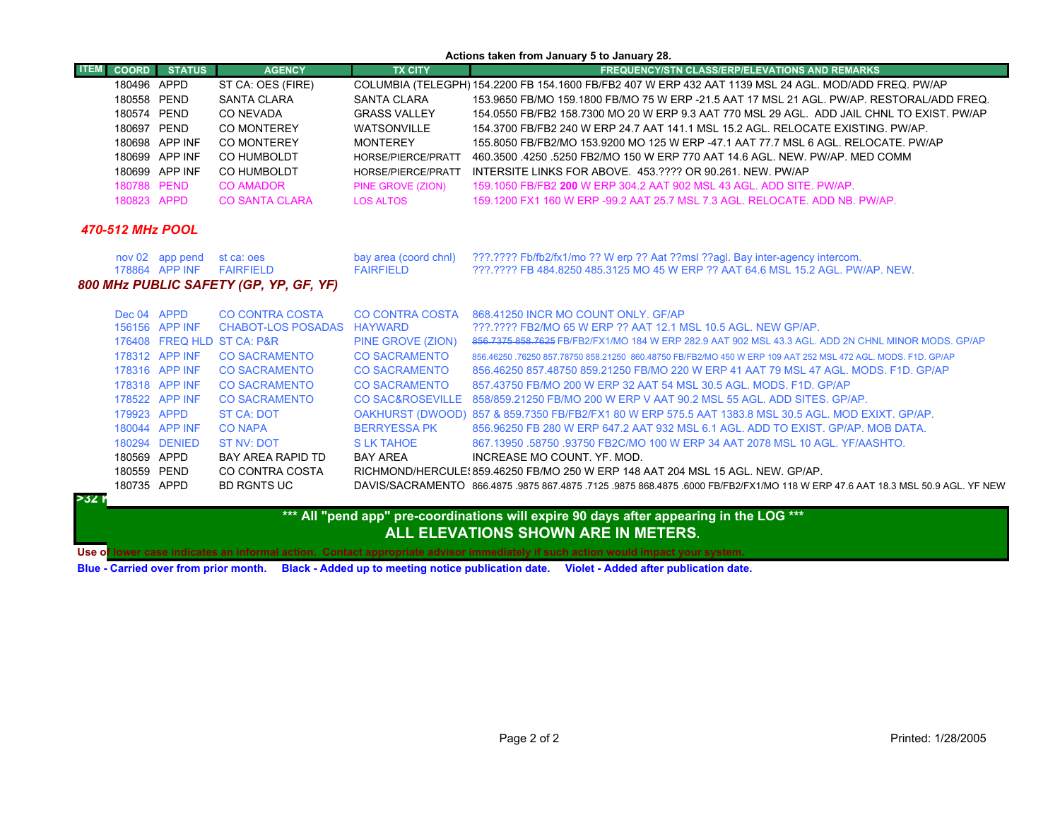**Actions taken from January 5 to January 28.**

| ITEM | COORD | STATUS | AGENCY | TX CITY | FREQUENCY/STN CLASS/ERP/ELEVATIONS AND REMARKS |
|---|---|---|---|---|---|
| | 180496 | APPD | ST CA: OES (FIRE) | COLUMBIA (TELEGPH) | 154.2200 FB 154.1600 FB/FB2 407 W ERP 432 AAT 1139 MSL 24 AGL. MOD/ADD FREQ. PW/AP |
| | 180558 | PEND | SANTA CLARA | SANTA CLARA | 153.9650 FB/MO 159.1800 FB/MO 75 W ERP -21.5 AAT 17 MSL 21 AGL. PW/AP. RESTORAL/ADD FREQ. |
| | 180574 | PEND | CO NEVADA | GRASS VALLEY | 154.0550 FB/FB2 158.7300 MO 20 W ERP 9.3 AAT 770 MSL 29 AGL. ADD JAIL CHNL TO EXIST. PW/AP |
| | 180697 | PEND | CO MONTEREY | WATSONVILLE | 154.3700 FB/FB2 240 W ERP 24.7 AAT 141.1 MSL 15.2 AGL. RELOCATE EXISTING. PW/AP. |
| | 180698 | APP INF | CO MONTEREY | MONTEREY | 155.8050 FB/FB2/MO 153.9200 MO 125 W ERP -47.1 AAT 77.7 MSL 6 AGL. RELOCATE. PW/AP |
| | 180699 | APP INF | CO HUMBOLDT | HORSE/PIERCE/PRATT | 460.3500 .4250 .5250 FB2/MO 150 W ERP 770 AAT 14.6 AGL. NEW. PW/AP. MED COMM |
| | 180699 | APP INF | CO HUMBOLDT | HORSE/PIERCE/PRATT | INTERSITE LINKS FOR ABOVE. 453.???? OR 90.261. NEW. PW/AP |
| | 180788 | PEND | CO AMADOR | PINE GROVE (ZION) | 159.1050 FB/FB2 **200** W ERP 304.2 AAT 902 MSL 43 AGL. ADD SITE. PW/AP. |
| | 180823 | APPD | CO SANTA CLARA | LOS ALTOS | 159.1200 FX1 160 W ERP -99.2 AAT 25.7 MSL 7.3 AGL. RELOCATE. ADD NB. PW/AP. |

***470-512 MHz POOL***

| COORD | STATUS | AGENCY | TX CITY | FREQUENCY/STN CLASS/ERP/ELEVATIONS AND REMARKS |
|---|---|---|---|---|
| nov 02 | app pend | st ca: oes | bay area (coord chnl) | ???.???? Fb/fb2/fx1/mo ?? W erp ?? Aat ??msl ??agl. Bay inter-agency intercom. |
| 178864 | APP INF | FAIRFIELD | FAIRFIELD | ???.???? FB 484.8250 485.3125 MO 45 W ERP ?? AAT 64.6 MSL 15.2 AGL. PW/AP. NEW. |

***800 MHz PUBLIC SAFETY (GP, YP, GF, YF)***

| COORD | STATUS | AGENCY | TX CITY | FREQUENCY/STN CLASS/ERP/ELEVATIONS AND REMARKS |
|---|---|---|---|---|
| Dec 04 | APPD | CO CONTRA COSTA | CO CONTRA COSTA | 868.41250 INCR MO COUNT ONLY. GF/AP |
| 156156 | APP INF | CHABOT-LOS POSADAS | HAYWARD | ???.???? FB2/MO 65 W ERP ?? AAT 12.1 MSL 10.5 AGL. NEW GP/AP. |
| 176408 | FREQ HLD | ST CA: P&R | PINE GROVE (ZION) | ~~856.7375 858.7625~~ FB/FB2/FX1/MO 184 W ERP 282.9 AAT 902 MSL 43.3 AGL. ADD 2N CHNL MINOR MODS. GP/AP |
| 178312 | APP INF | CO SACRAMENTO | CO SACRAMENTO | 856.46250 .76250 857.78750 858.21250 860.48750 FB/FB2/MO 450 W ERP 109 AAT 252 MSL 472 AGL. MODS. F1D. GP/AP |
| 178316 | APP INF | CO SACRAMENTO | CO SACRAMENTO | 856.46250 857.48750 859.21250 FB/MO 220 W ERP 41 AAT 79 MSL 47 AGL. MODS. F1D. GP/AP |
| 178318 | APP INF | CO SACRAMENTO | CO SACRAMENTO | 857.43750 FB/MO 200 W ERP 32 AAT 54 MSL 30.5 AGL. MODS. F1D. GP/AP |
| 178522 | APP INF | CO SACRAMENTO | CO SAC&ROSEVILLE | 858/859.21250 FB/MO 200 W ERP V AAT 90.2 MSL 55 AGL. ADD SITES. GP/AP. |
| 179923 | APPD | ST CA: DOT | OAKHURST (DWOOD) | 857 & 859.7350 FB/FB2/FX1 80 W ERP 575.5 AAT 1383.8 MSL 30.5 AGL. MOD EXIXT. GP/AP. |
| 180044 | APP INF | CO NAPA | BERRYESSA PK | 856.96250 FB 280 W ERP 647.2 AAT 932 MSL 6.1 AGL. ADD TO EXIST. GP/AP. MOB DATA. |
| 180294 | DENIED | ST NV: DOT | S LK TAHOE | 867.13950 .58750 .93750 FB2C/MO 100 W ERP 34 AAT 2078 MSL 10 AGL. YF/AASHTO. |
| 180569 | APPD | BAY AREA RAPID TD | BAY AREA | INCREASE MO COUNT. YF. MOD. |
| 180559 | PEND | CO CONTRA COSTA | RICHMOND/HERCULES | 859.46250 FB/MO 250 W ERP 148 AAT 204 MSL 15 AGL. NEW. GP/AP. |
| 180735 | APPD | BD RGNTS UC | DAVIS/SACRAMENTO | 866.4875 .9875 867.4875 .7125 .9875 868.4875 .6000 FB/FB2/FX1/MO 118 W ERP 47.6 AAT 18.3 MSL 50.9 AGL. YF NEW |

**\*\*\* All "pend app" pre-coordinations will expire 90 days after appearing in the LOG \*\*\***

**ALL ELEVATIONS SHOWN ARE IN METERS.**

**Use of lower case indicates an informal action. Contact appropriate advisor immediately if such action would impact your system.**

**Blue - Carried over from prior month. Black - Added up to meeting notice publication date. Violet - Added after publication date.**

Printed: 1/28/2005